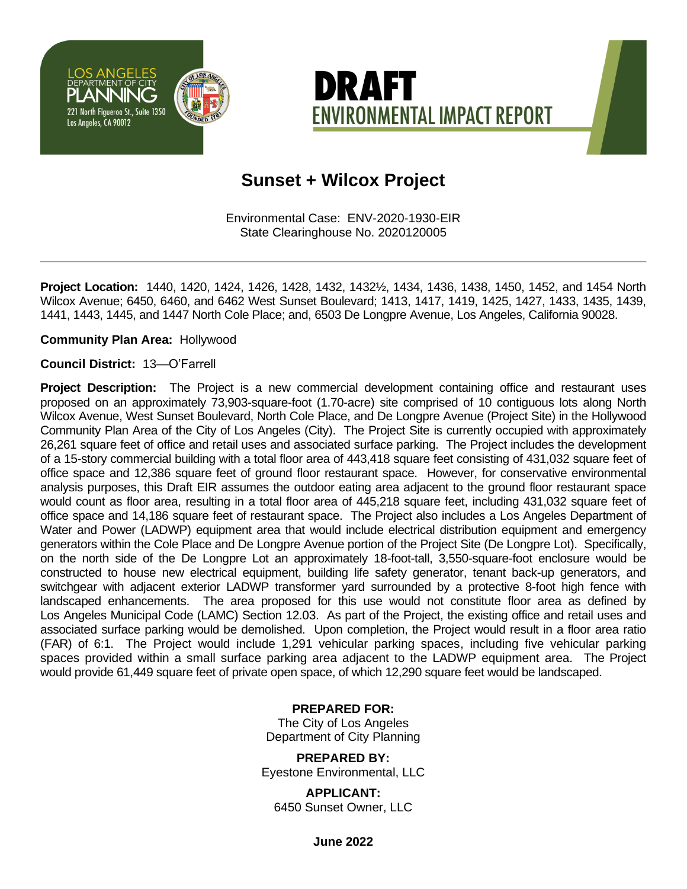LOS ANGELES
DEPARTMENT OF CITY
PLANNING
221 North Figueroa St., Suite 1350
Los Angeles, CA 90012

# DRAFT ENVIRONMENTAL IMPACT REPORT

## Sunset + Wilcox Project

Environmental Case: ENV-2020-1930-EIR
State Clearinghouse No. 2020120005

---

**Project Location:** 1440, 1420, 1424, 1426, 1428, 1432, 1432½, 1434, 1436, 1438, 1450, 1452, and 1454 North Wilcox Avenue; 6450, 6460, and 6462 West Sunset Boulevard; 1413, 1417, 1419, 1425, 1427, 1433, 1435, 1439, 1441, 1443, 1445, and 1447 North Cole Place; and, 6503 De Longpre Avenue, Los Angeles, California 90028.

**Community Plan Area:** Hollywood

**Council District:** 13—O'Farrell

**Project Description:** The Project is a new commercial development containing office and restaurant uses proposed on an approximately 73,903-square-foot (1.70-acre) site comprised of 10 contiguous lots along North Wilcox Avenue, West Sunset Boulevard, North Cole Place, and De Longpre Avenue (Project Site) in the Hollywood Community Plan Area of the City of Los Angeles (City). The Project Site is currently occupied with approximately 26,261 square feet of office and retail uses and associated surface parking. The Project includes the development of a 15-story commercial building with a total floor area of 443,418 square feet consisting of 431,032 square feet of office space and 12,386 square feet of ground floor restaurant space. However, for conservative environmental analysis purposes, this Draft EIR assumes the outdoor eating area adjacent to the ground floor restaurant space would count as floor area, resulting in a total floor area of 445,218 square feet, including 431,032 square feet of office space and 14,186 square feet of restaurant space. The Project also includes a Los Angeles Department of Water and Power (LADWP) equipment area that would include electrical distribution equipment and emergency generators within the Cole Place and De Longpre Avenue portion of the Project Site (De Longpre Lot). Specifically, on the north side of the De Longpre Lot an approximately 18-foot-tall, 3,550-square-foot enclosure would be constructed to house new electrical equipment, building life safety generator, tenant back-up generators, and switchgear with adjacent exterior LADWP transformer yard surrounded by a protective 8-foot high fence with landscaped enhancements. The area proposed for this use would not constitute floor area as defined by Los Angeles Municipal Code (LAMC) Section 12.03. As part of the Project, the existing office and retail uses and associated surface parking would be demolished. Upon completion, the Project would result in a floor area ratio (FAR) of 6:1. The Project would include 1,291 vehicular parking spaces, including five vehicular parking spaces provided within a small surface parking area adjacent to the LADWP equipment area. The Project would provide 61,449 square feet of private open space, of which 12,290 square feet would be landscaped.

**PREPARED FOR:**
The City of Los Angeles
Department of City Planning

**PREPARED BY:**
Eyestone Environmental, LLC

**APPLICANT:**
6450 Sunset Owner, LLC

**June 2022**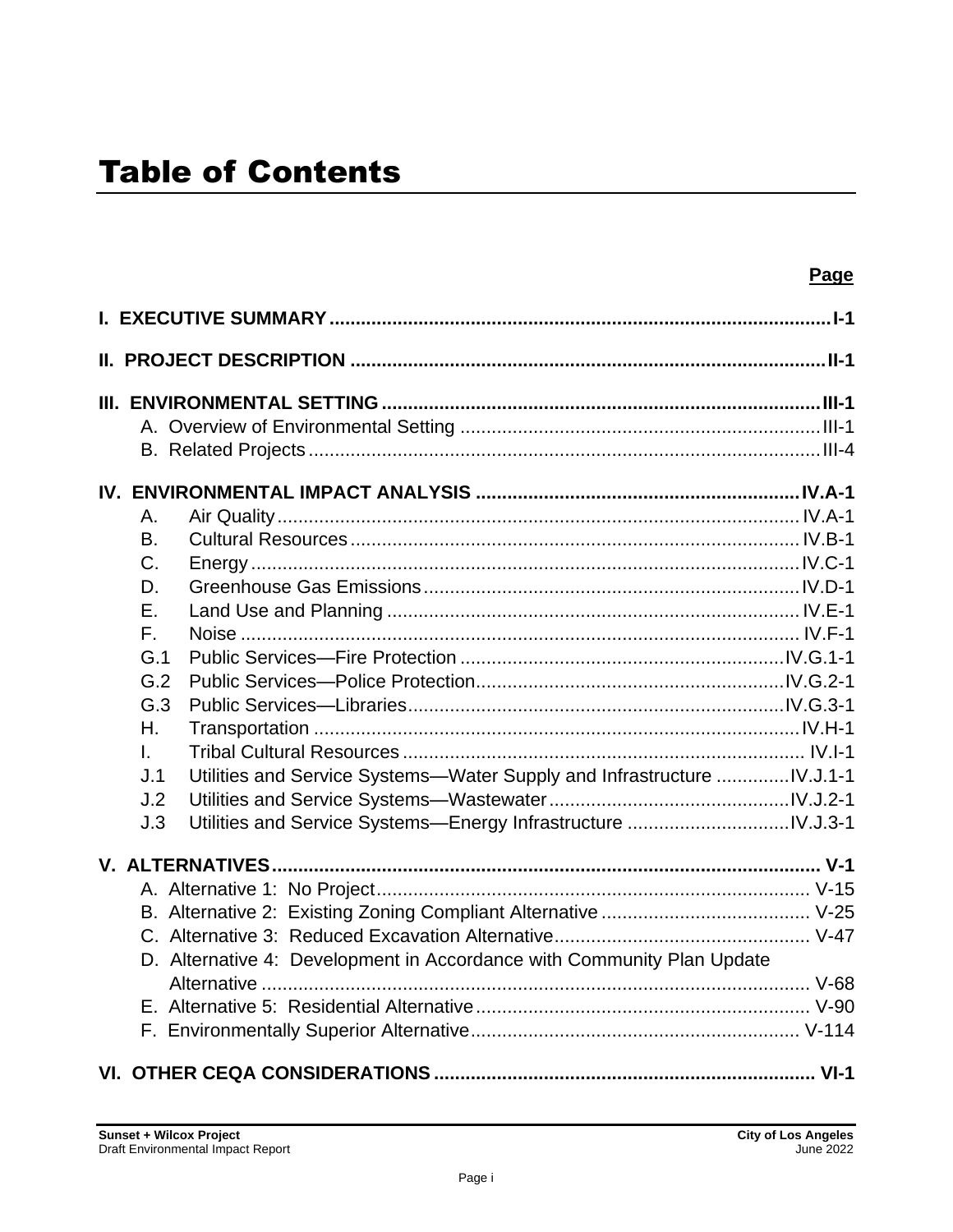# Table of Contents

| | Page |
|---|---|
| **I. EXECUTIVE SUMMARY** | **I-1** |
| **II. PROJECT DESCRIPTION** | **II-1** |
| **III. ENVIRONMENTAL SETTING** | **III-1** |
| A. Overview of Environmental Setting | III-1 |
| B. Related Projects | III-4 |
| **IV. ENVIRONMENTAL IMPACT ANALYSIS** | **IV.A-1** |
| A. Air Quality | IV.A-1 |
| B. Cultural Resources | IV.B-1 |
| C. Energy | IV.C-1 |
| D. Greenhouse Gas Emissions | IV.D-1 |
| E. Land Use and Planning | IV.E-1 |
| F. Noise | IV.F-1 |
| G.1 Public Services—Fire Protection | IV.G.1-1 |
| G.2 Public Services—Police Protection | IV.G.2-1 |
| G.3 Public Services—Libraries | IV.G.3-1 |
| H. Transportation | IV.H-1 |
| I. Tribal Cultural Resources | IV.I-1 |
| J.1 Utilities and Service Systems—Water Supply and Infrastructure | IV.J.1-1 |
| J.2 Utilities and Service Systems—Wastewater | IV.J.2-1 |
| J.3 Utilities and Service Systems—Energy Infrastructure | IV.J.3-1 |
| **V. ALTERNATIVES** | **V-1** |
| A. Alternative 1: No Project | V-15 |
| B. Alternative 2: Existing Zoning Compliant Alternative | V-25 |
| C. Alternative 3: Reduced Excavation Alternative | V-47 |
| D. Alternative 4: Development in Accordance with Community Plan Update Alternative | V-68 |
| E. Alternative 5: Residential Alternative | V-90 |
| F. Environmentally Superior Alternative | V-114 |
| **VI. OTHER CEQA CONSIDERATIONS** | **VI-1** |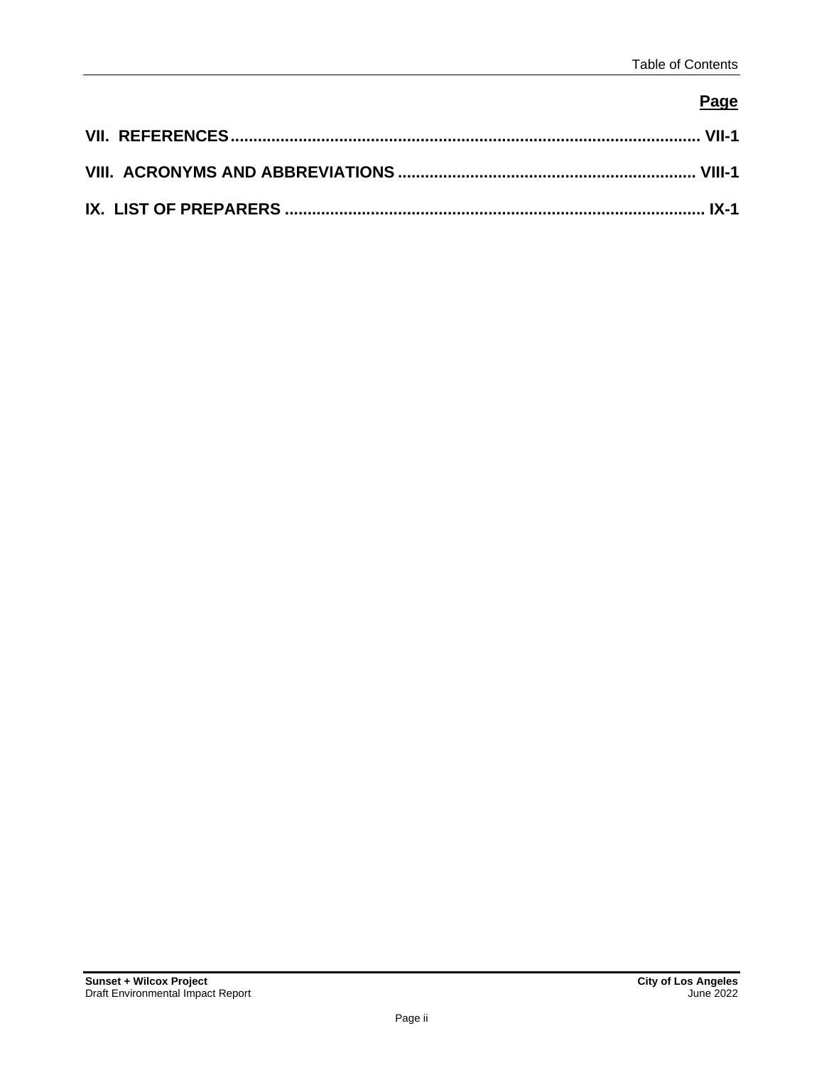| | Page |
|---|---|
| **VII. REFERENCES** | **VII-1** |
| **VIII. ACRONYMS AND ABBREVIATIONS** | **VIII-1** |
| **IX. LIST OF PREPARERS** | **IX-1** |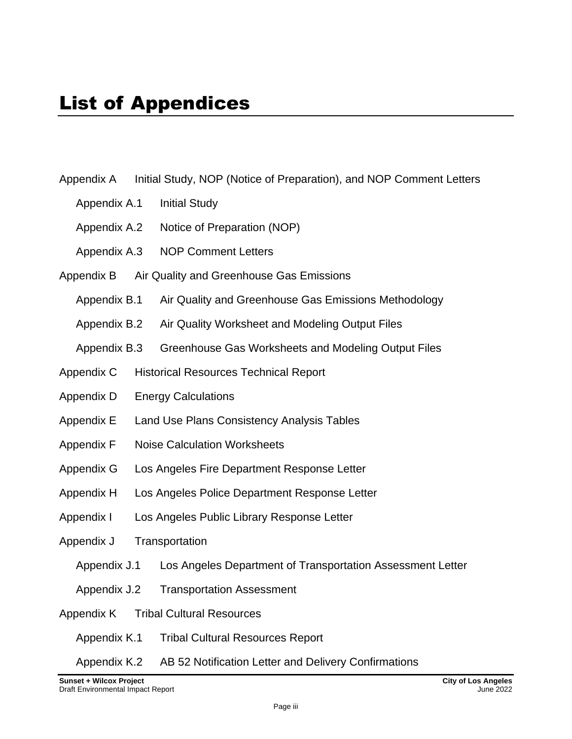# List of Appendices

- Appendix A Initial Study, NOP (Notice of Preparation), and NOP Comment Letters
  - Appendix A.1 Initial Study
  - Appendix A.2 Notice of Preparation (NOP)
  - Appendix A.3 NOP Comment Letters
- Appendix B Air Quality and Greenhouse Gas Emissions
  - Appendix B.1 Air Quality and Greenhouse Gas Emissions Methodology
  - Appendix B.2 Air Quality Worksheet and Modeling Output Files
  - Appendix B.3 Greenhouse Gas Worksheets and Modeling Output Files
- Appendix C Historical Resources Technical Report
- Appendix D Energy Calculations
- Appendix E Land Use Plans Consistency Analysis Tables
- Appendix F Noise Calculation Worksheets
- Appendix G Los Angeles Fire Department Response Letter
- Appendix H Los Angeles Police Department Response Letter
- Appendix I Los Angeles Public Library Response Letter
- Appendix J Transportation
  - Appendix J.1 Los Angeles Department of Transportation Assessment Letter
  - Appendix J.2 Transportation Assessment
- Appendix K Tribal Cultural Resources
  - Appendix K.1 Tribal Cultural Resources Report
  - Appendix K.2 AB 52 Notification Letter and Delivery Confirmations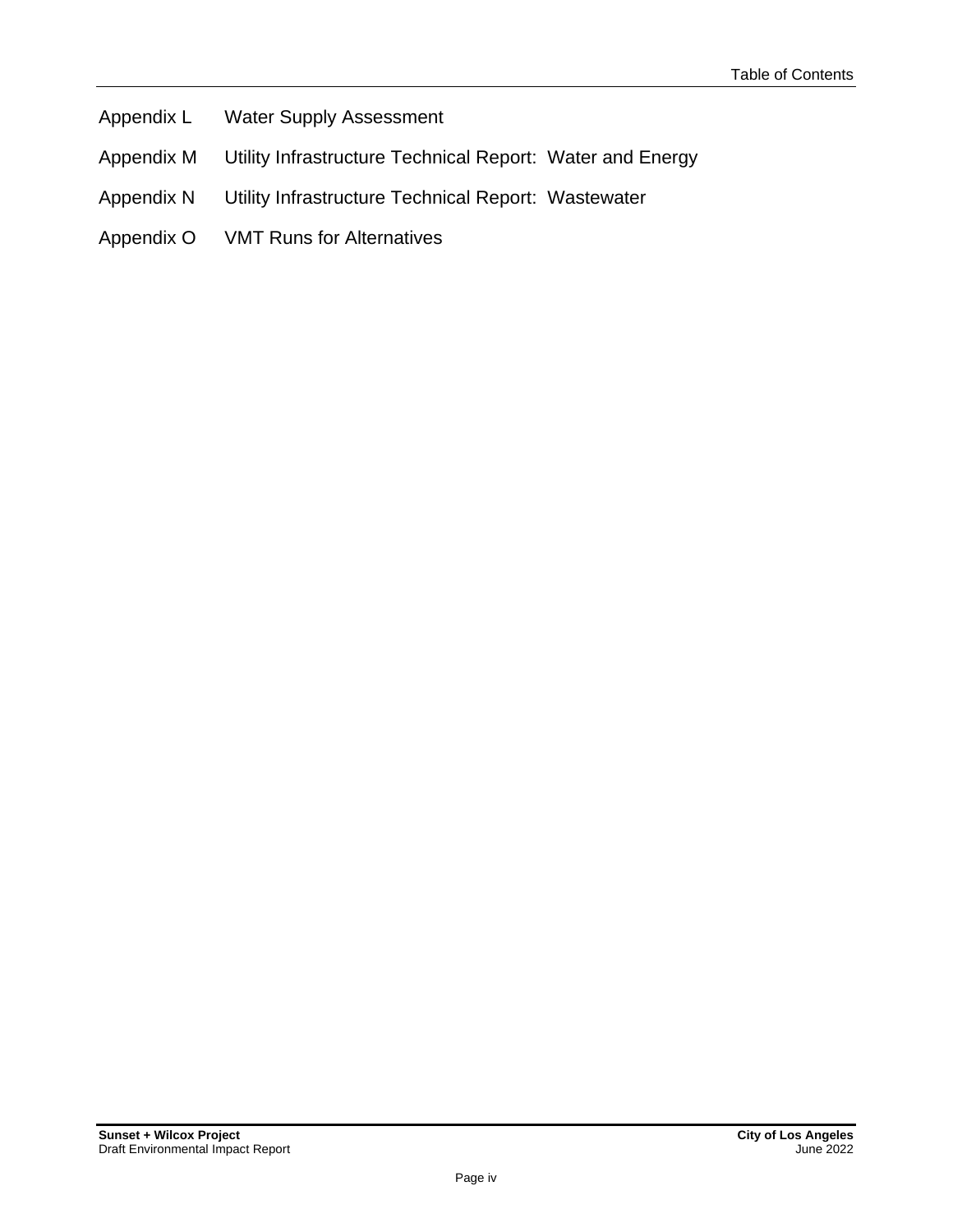Appendix L Water Supply Assessment

Appendix M Utility Infrastructure Technical Report: Water and Energy

Appendix N Utility Infrastructure Technical Report: Wastewater

Appendix O VMT Runs for Alternatives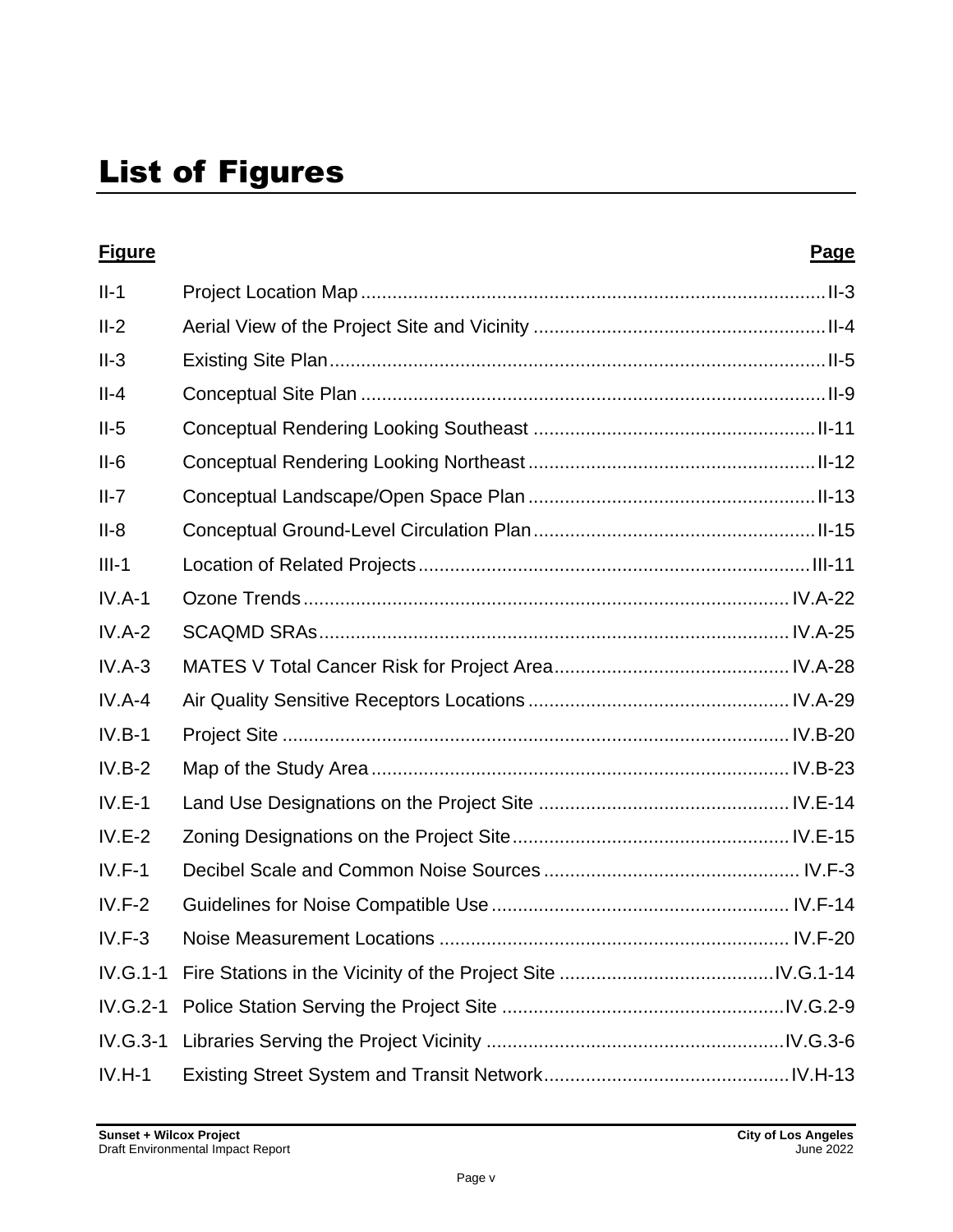# List of Figures

| Figure | | Page |
|---|---|---|
| II-1 | Project Location Map | II-3 |
| II-2 | Aerial View of the Project Site and Vicinity | II-4 |
| II-3 | Existing Site Plan | II-5 |
| II-4 | Conceptual Site Plan | II-9 |
| II-5 | Conceptual Rendering Looking Southeast | II-11 |
| II-6 | Conceptual Rendering Looking Northeast | II-12 |
| II-7 | Conceptual Landscape/Open Space Plan | II-13 |
| II-8 | Conceptual Ground-Level Circulation Plan | II-15 |
| III-1 | Location of Related Projects | III-11 |
| IV.A-1 | Ozone Trends | IV.A-22 |
| IV.A-2 | SCAQMD SRAs | IV.A-25 |
| IV.A-3 | MATES V Total Cancer Risk for Project Area | IV.A-28 |
| IV.A-4 | Air Quality Sensitive Receptors Locations | IV.A-29 |
| IV.B-1 | Project Site | IV.B-20 |
| IV.B-2 | Map of the Study Area | IV.B-23 |
| IV.E-1 | Land Use Designations on the Project Site | IV.E-14 |
| IV.E-2 | Zoning Designations on the Project Site | IV.E-15 |
| IV.F-1 | Decibel Scale and Common Noise Sources | IV.F-3 |
| IV.F-2 | Guidelines for Noise Compatible Use | IV.F-14 |
| IV.F-3 | Noise Measurement Locations | IV.F-20 |
| IV.G.1-1 | Fire Stations in the Vicinity of the Project Site | IV.G.1-14 |
| IV.G.2-1 | Police Station Serving the Project Site | IV.G.2-9 |
| IV.G.3-1 | Libraries Serving the Project Vicinity | IV.G.3-6 |
| IV.H-1 | Existing Street System and Transit Network | IV.H-13 |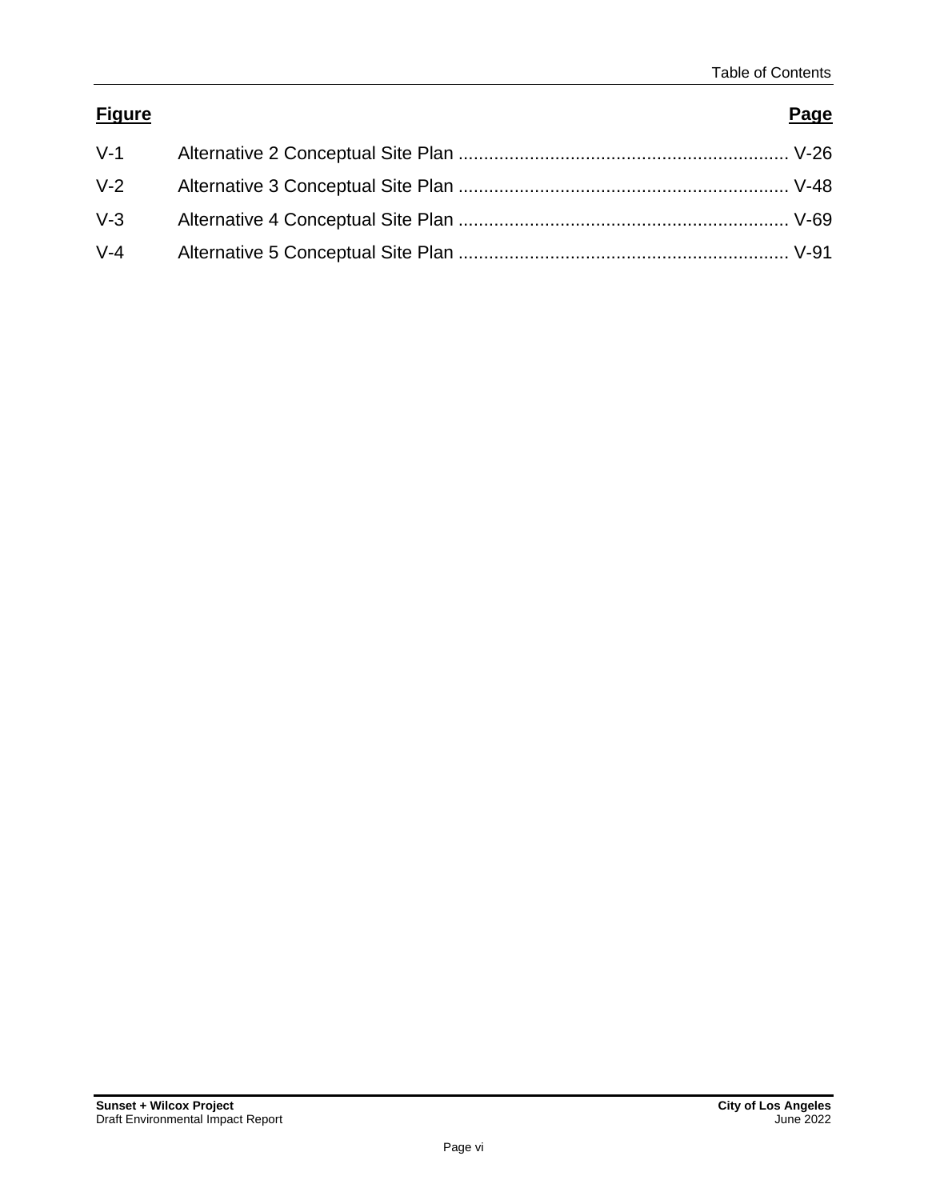| Figure | | Page |
|---|---|---|
| V-1 | Alternative 2 Conceptual Site Plan | V-26 |
| V-2 | Alternative 3 Conceptual Site Plan | V-48 |
| V-3 | Alternative 4 Conceptual Site Plan | V-69 |
| V-4 | Alternative 5 Conceptual Site Plan | V-91 |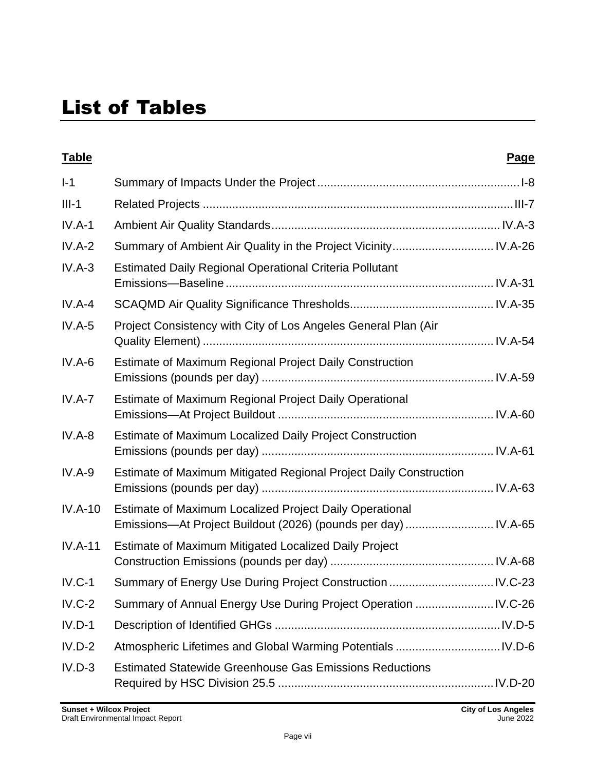# List of Tables

| Table | | Page |
|---|---|---|
| I-1 | Summary of Impacts Under the Project | I-8 |
| III-1 | Related Projects | III-7 |
| IV.A-1 | Ambient Air Quality Standards | IV.A-3 |
| IV.A-2 | Summary of Ambient Air Quality in the Project Vicinity | IV.A-26 |
| IV.A-3 | Estimated Daily Regional Operational Criteria Pollutant Emissions—Baseline | IV.A-31 |
| IV.A-4 | SCAQMD Air Quality Significance Thresholds | IV.A-35 |
| IV.A-5 | Project Consistency with City of Los Angeles General Plan (Air Quality Element) | IV.A-54 |
| IV.A-6 | Estimate of Maximum Regional Project Daily Construction Emissions (pounds per day) | IV.A-59 |
| IV.A-7 | Estimate of Maximum Regional Project Daily Operational Emissions—At Project Buildout | IV.A-60 |
| IV.A-8 | Estimate of Maximum Localized Daily Project Construction Emissions (pounds per day) | IV.A-61 |
| IV.A-9 | Estimate of Maximum Mitigated Regional Project Daily Construction Emissions (pounds per day) | IV.A-63 |
| IV.A-10 | Estimate of Maximum Localized Project Daily Operational Emissions—At Project Buildout (2026) (pounds per day) | IV.A-65 |
| IV.A-11 | Estimate of Maximum Mitigated Localized Daily Project Construction Emissions (pounds per day) | IV.A-68 |
| IV.C-1 | Summary of Energy Use During Project Construction | IV.C-23 |
| IV.C-2 | Summary of Annual Energy Use During Project Operation | IV.C-26 |
| IV.D-1 | Description of Identified GHGs | IV.D-5 |
| IV.D-2 | Atmospheric Lifetimes and Global Warming Potentials | IV.D-6 |
| IV.D-3 | Estimated Statewide Greenhouse Gas Emissions Reductions Required by HSC Division 25.5 | IV.D-20 |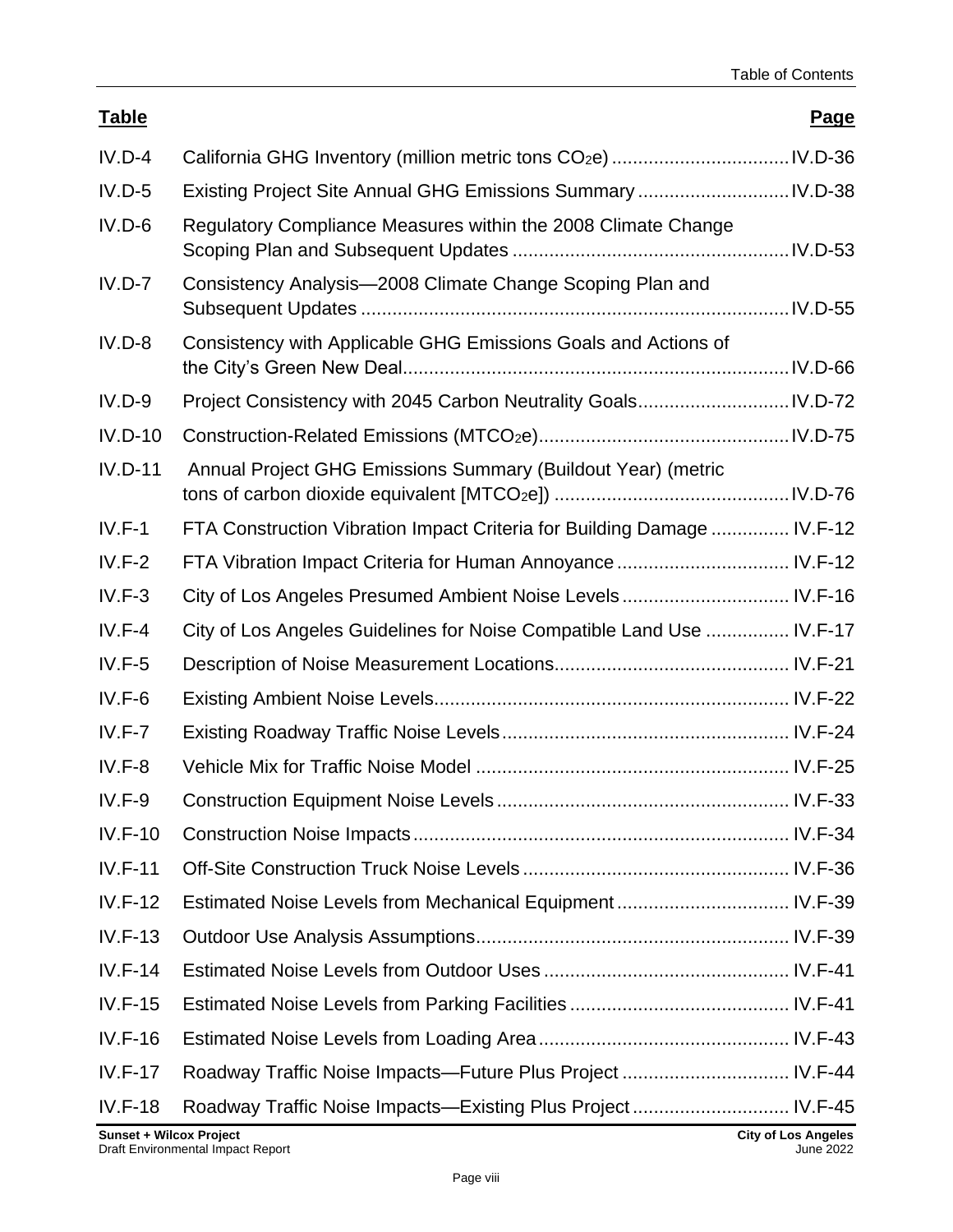| Table | | Page |
|---|---|---|
| IV.D-4 | California GHG Inventory (million metric tons $CO_2e$) | IV.D-36 |
| IV.D-5 | Existing Project Site Annual GHG Emissions Summary | IV.D-38 |
| IV.D-6 | Regulatory Compliance Measures within the 2008 Climate Change Scoping Plan and Subsequent Updates | IV.D-53 |
| IV.D-7 | Consistency Analysis—2008 Climate Change Scoping Plan and Subsequent Updates | IV.D-55 |
| IV.D-8 | Consistency with Applicable GHG Emissions Goals and Actions of the City's Green New Deal | IV.D-66 |
| IV.D-9 | Project Consistency with 2045 Carbon Neutrality Goals | IV.D-72 |
| IV.D-10 | Construction-Related Emissions ($MTCO_2e$) | IV.D-75 |
| IV.D-11 | Annual Project GHG Emissions Summary (Buildout Year) (metric tons of carbon dioxide equivalent [$MTCO_2e$]) | IV.D-76 |
| IV.F-1 | FTA Construction Vibration Impact Criteria for Building Damage | IV.F-12 |
| IV.F-2 | FTA Vibration Impact Criteria for Human Annoyance | IV.F-12 |
| IV.F-3 | City of Los Angeles Presumed Ambient Noise Levels | IV.F-16 |
| IV.F-4 | City of Los Angeles Guidelines for Noise Compatible Land Use | IV.F-17 |
| IV.F-5 | Description of Noise Measurement Locations | IV.F-21 |
| IV.F-6 | Existing Ambient Noise Levels | IV.F-22 |
| IV.F-7 | Existing Roadway Traffic Noise Levels | IV.F-24 |
| IV.F-8 | Vehicle Mix for Traffic Noise Model | IV.F-25 |
| IV.F-9 | Construction Equipment Noise Levels | IV.F-33 |
| IV.F-10 | Construction Noise Impacts | IV.F-34 |
| IV.F-11 | Off-Site Construction Truck Noise Levels | IV.F-36 |
| IV.F-12 | Estimated Noise Levels from Mechanical Equipment | IV.F-39 |
| IV.F-13 | Outdoor Use Analysis Assumptions | IV.F-39 |
| IV.F-14 | Estimated Noise Levels from Outdoor Uses | IV.F-41 |
| IV.F-15 | Estimated Noise Levels from Parking Facilities | IV.F-41 |
| IV.F-16 | Estimated Noise Levels from Loading Area | IV.F-43 |
| IV.F-17 | Roadway Traffic Noise Impacts—Future Plus Project | IV.F-44 |
| IV.F-18 | Roadway Traffic Noise Impacts—Existing Plus Project | IV.F-45 |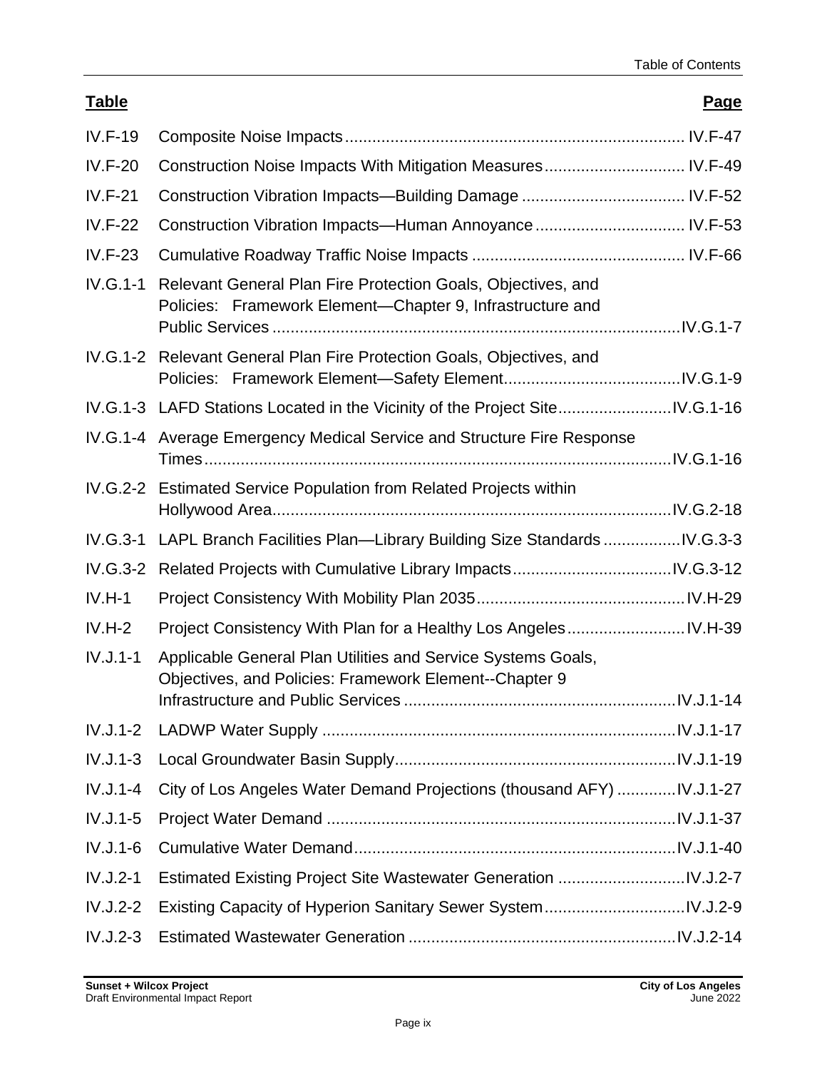| Table | | Page |
|---|---|---|
| IV.F-19 | Composite Noise Impacts | IV.F-47 |
| IV.F-20 | Construction Noise Impacts With Mitigation Measures | IV.F-49 |
| IV.F-21 | Construction Vibration Impacts—Building Damage | IV.F-52 |
| IV.F-22 | Construction Vibration Impacts—Human Annoyance | IV.F-53 |
| IV.F-23 | Cumulative Roadway Traffic Noise Impacts | IV.F-66 |
| IV.G.1-1 | Relevant General Plan Fire Protection Goals, Objectives, and Policies: Framework Element—Chapter 9, Infrastructure and Public Services | IV.G.1-7 |
| IV.G.1-2 | Relevant General Plan Fire Protection Goals, Objectives, and Policies: Framework Element—Safety Element | IV.G.1-9 |
| IV.G.1-3 | LAFD Stations Located in the Vicinity of the Project Site | IV.G.1-16 |
| IV.G.1-4 | Average Emergency Medical Service and Structure Fire Response Times | IV.G.1-16 |
| IV.G.2-2 | Estimated Service Population from Related Projects within Hollywood Area | IV.G.2-18 |
| IV.G.3-1 | LAPL Branch Facilities Plan—Library Building Size Standards | IV.G.3-3 |
| IV.G.3-2 | Related Projects with Cumulative Library Impacts | IV.G.3-12 |
| IV.H-1 | Project Consistency With Mobility Plan 2035 | IV.H-29 |
| IV.H-2 | Project Consistency With Plan for a Healthy Los Angeles | IV.H-39 |
| IV.J.1-1 | Applicable General Plan Utilities and Service Systems Goals, Objectives, and Policies: Framework Element--Chapter 9 Infrastructure and Public Services | IV.J.1-14 |
| IV.J.1-2 | LADWP Water Supply | IV.J.1-17 |
| IV.J.1-3 | Local Groundwater Basin Supply | IV.J.1-19 |
| IV.J.1-4 | City of Los Angeles Water Demand Projections (thousand AFY) | IV.J.1-27 |
| IV.J.1-5 | Project Water Demand | IV.J.1-37 |
| IV.J.1-6 | Cumulative Water Demand | IV.J.1-40 |
| IV.J.2-1 | Estimated Existing Project Site Wastewater Generation | IV.J.2-7 |
| IV.J.2-2 | Existing Capacity of Hyperion Sanitary Sewer System | IV.J.2-9 |
| IV.J.2-3 | Estimated Wastewater Generation | IV.J.2-14 |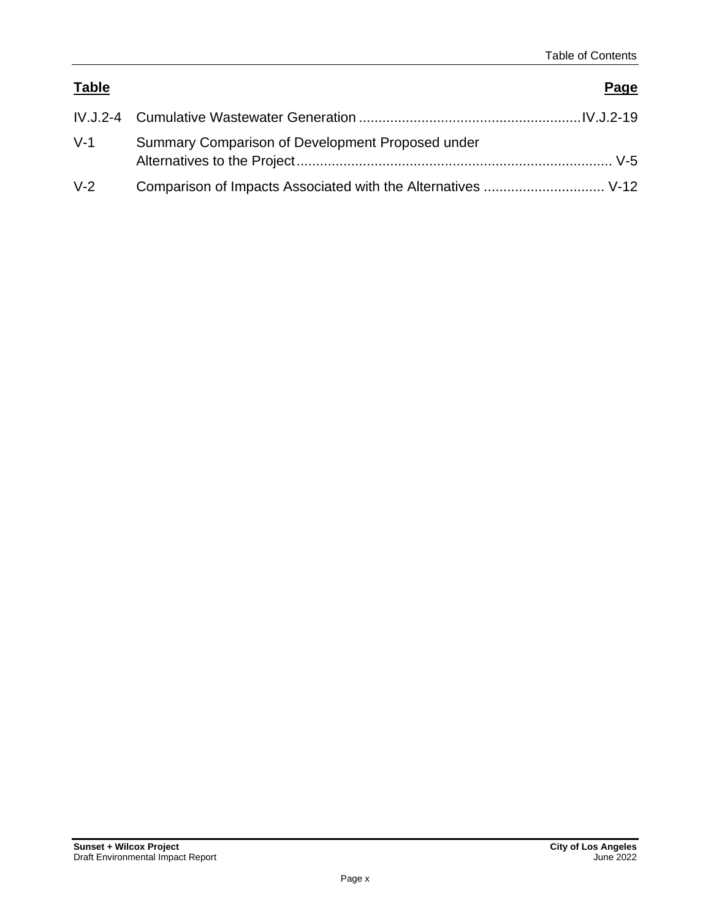| Table | | Page |
|---|---|---|
| IV.J.2-4 | Cumulative Wastewater Generation | IV.J.2-19 |
| V-1 | Summary Comparison of Development Proposed under Alternatives to the Project | V-5 |
| V-2 | Comparison of Impacts Associated with the Alternatives | V-12 |